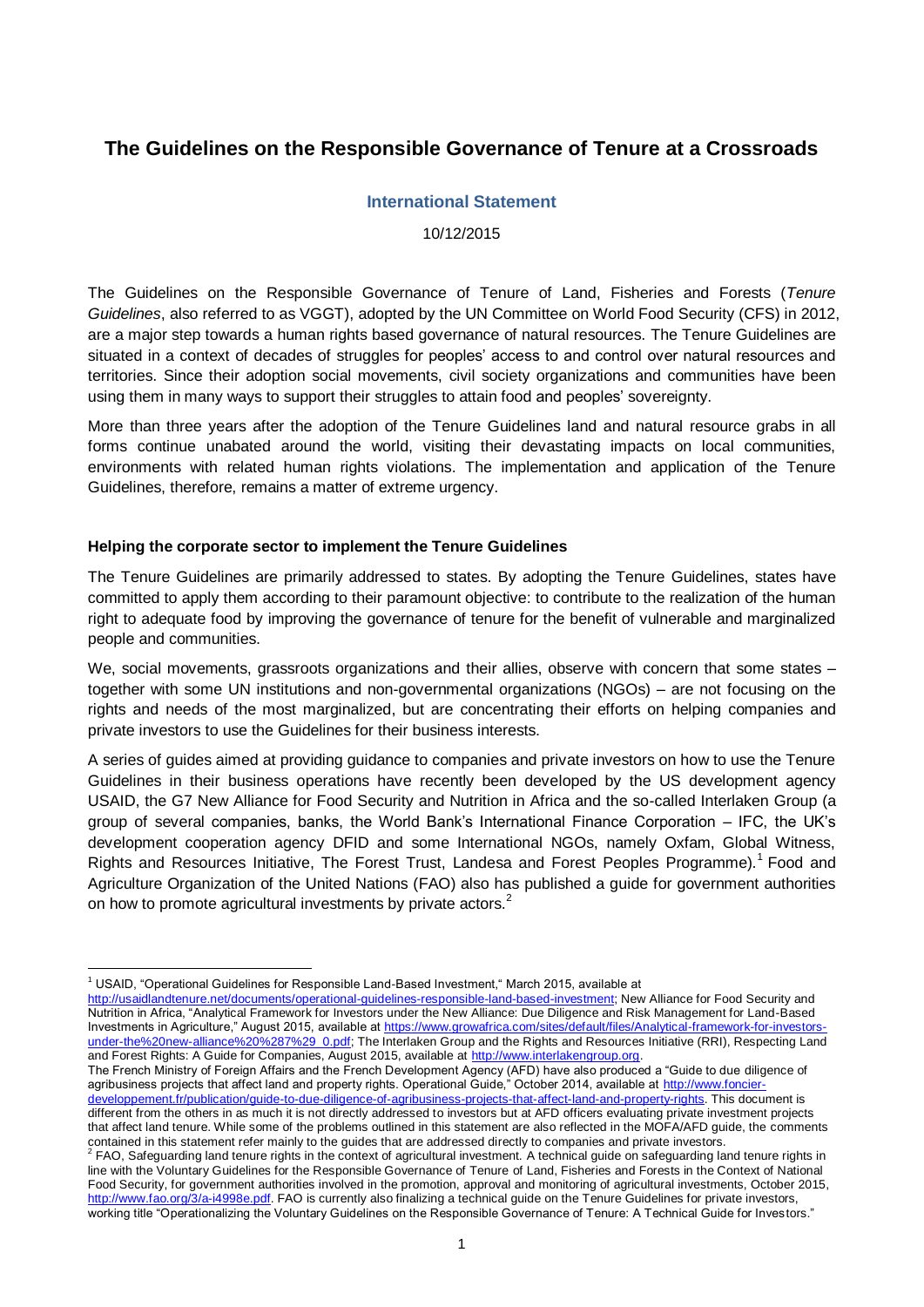# The Guidelines on the Responsible Governance of Tenure at a Crossroads

### International Statement

10/12/2015

The Guidelines on the Responsible Governance of Tenure of Land, Fisheries and Forests (*Tenure Guidelines*, also referred to as VGGT), adopted by the UN Committee on World Food Security (CFS) in 2012, are a major step towards a human rights based governance of natural resources. The Tenure Guidelines are situated in a context of decades of struggles for peoples' access to and control over natural resources and territories. Since their adoption social movements, civil society organizations and communities have been using them in many ways to support their struggles to attain food and peoples' sovereignty.

More than three years after the adoption of the Tenure Guidelines land and natural resource grabs in all forms continue unabated around the world, visiting their devastating impacts on local communities, environments with related human rights violations. The implementation and application of the Tenure Guidelines, therefore, remains a matter of extreme urgency.

**Helping the corporate sector to implement the Tenure Guidelines**

The Tenure Guidelines are primarily addressed to states. By adopting the Tenure Guidelines, states have committed to apply them according to their paramount objective: to contribute to the realization of the human right to adequate food by improving the governance of tenure for the benefit of vulnerable and marginalized people and communities.

We, social movements, grassroots organizations and their allies, observe with concern that some states – together with some UN institutions and non-governmental organizations (NGOs) – are not focusing on the rights and needs of the most marginalized, but are concentrating their efforts on helping companies and private investors to use the Guidelines for their business interests.

A series of guides aimed at providing guidance to companies and private investors on how to use the Tenure Guidelines in their business operations have recently been developed by the US development agency USAID, the G7 New Alliance for Food Security and Nutrition in Africa and the so-called Interlaken Group (a group of several companies, banks, the World Bank's International Finance Corporation – IFC, the UK's development cooperation agency DFID and some International NGOs, namely Oxfam, Global Witness, Rights and Resources Initiative, The Forest Trust, Landesa and Forest Peoples Programme).[1] Food and Agriculture Organization of the United Nations (FAO) also has published a guide for government authorities on how to promote agricultural investments by private actors.[2]

---

[1] USAID, "Operational Guidelines for Responsible Land-Based Investment," March 2015, available at http://usaidlandtenure.net/documents/operational-guidelines-responsible-land-based-investment; New Alliance for Food Security and Nutrition in Africa, "Analytical Framework for Investors under the New Alliance: Due Diligence and Risk Management for Land-Based Investments in Agriculture," August 2015, available at https://www.growafrica.com/sites/default/files/Analytical-framework-for-investors-under-the%20new-alliance%20%287%29_0.pdf; The Interlaken Group and the Rights and Resources Initiative (RRI), Respecting Land and Forest Rights: A Guide for Companies, August 2015, available at http://www.interlakengroup.org.
The French Ministry of Foreign Affairs and the French Development Agency (AFD) have also produced a "Guide to due diligence of agribusiness projects that affect land and property rights. Operational Guide," October 2014, available at http://www.foncier-developpement.fr/publication/guide-to-due-diligence-of-agribusiness-projects-that-affect-land-and-property-rights. This document is different from the others in as much it is not directly addressed to investors but at AFD officers evaluating private investment projects that affect land tenure. While some of the problems outlined in this statement are also reflected in the MOFA/AFD guide, the comments contained in this statement refer mainly to the guides that are addressed directly to companies and private investors.

[2] FAO, Safeguarding land tenure rights in the context of agricultural investment. A technical guide on safeguarding land tenure rights in line with the Voluntary Guidelines for the Responsible Governance of Tenure of Land, Fisheries and Forests in the Context of National Food Security, for government authorities involved in the promotion, approval and monitoring of agricultural investments, October 2015, http://www.fao.org/3/a-i4998e.pdf. FAO is currently also finalizing a technical guide on the Tenure Guidelines for private investors, working title "Operationalizing the Voluntary Guidelines on the Responsible Governance of Tenure: A Technical Guide for Investors."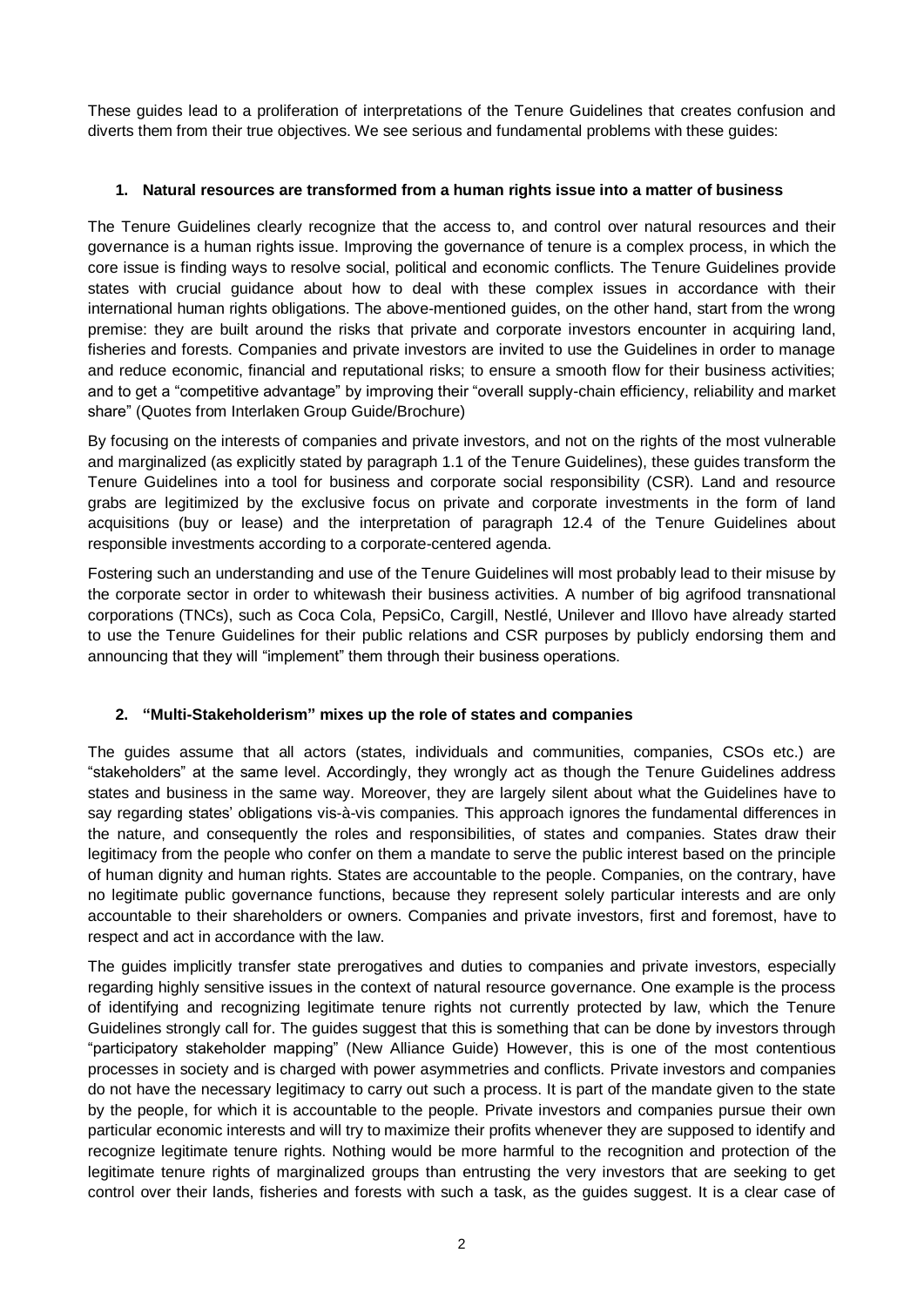These guides lead to a proliferation of interpretations of the Tenure Guidelines that creates confusion and diverts them from their true objectives. We see serious and fundamental problems with these guides:

### 1. Natural resources are transformed from a human rights issue into a matter of business

The Tenure Guidelines clearly recognize that the access to, and control over natural resources and their governance is a human rights issue. Improving the governance of tenure is a complex process, in which the core issue is finding ways to resolve social, political and economic conflicts. The Tenure Guidelines provide states with crucial guidance about how to deal with these complex issues in accordance with their international human rights obligations. The above-mentioned guides, on the other hand, start from the wrong premise: they are built around the risks that private and corporate investors encounter in acquiring land, fisheries and forests. Companies and private investors are invited to use the Guidelines in order to manage and reduce economic, financial and reputational risks; to ensure a smooth flow for their business activities; and to get a "competitive advantage" by improving their "overall supply-chain efficiency, reliability and market share" (Quotes from Interlaken Group Guide/Brochure)

By focusing on the interests of companies and private investors, and not on the rights of the most vulnerable and marginalized (as explicitly stated by paragraph 1.1 of the Tenure Guidelines), these guides transform the Tenure Guidelines into a tool for business and corporate social responsibility (CSR). Land and resource grabs are legitimized by the exclusive focus on private and corporate investments in the form of land acquisitions (buy or lease) and the interpretation of paragraph 12.4 of the Tenure Guidelines about responsible investments according to a corporate-centered agenda.

Fostering such an understanding and use of the Tenure Guidelines will most probably lead to their misuse by the corporate sector in order to whitewash their business activities. A number of big agrifood transnational corporations (TNCs), such as Coca Cola, PepsiCo, Cargill, Nestlé, Unilever and Illovo have already started to use the Tenure Guidelines for their public relations and CSR purposes by publicly endorsing them and announcing that they will "implement" them through their business operations.

### 2. "Multi-Stakeholderism" mixes up the role of states and companies

The guides assume that all actors (states, individuals and communities, companies, CSOs etc.) are "stakeholders" at the same level. Accordingly, they wrongly act as though the Tenure Guidelines address states and business in the same way. Moreover, they are largely silent about what the Guidelines have to say regarding states' obligations vis-à-vis companies. This approach ignores the fundamental differences in the nature, and consequently the roles and responsibilities, of states and companies. States draw their legitimacy from the people who confer on them a mandate to serve the public interest based on the principle of human dignity and human rights. States are accountable to the people. Companies, on the contrary, have no legitimate public governance functions, because they represent solely particular interests and are only accountable to their shareholders or owners. Companies and private investors, first and foremost, have to respect and act in accordance with the law.

The guides implicitly transfer state prerogatives and duties to companies and private investors, especially regarding highly sensitive issues in the context of natural resource governance. One example is the process of identifying and recognizing legitimate tenure rights not currently protected by law, which the Tenure Guidelines strongly call for. The guides suggest that this is something that can be done by investors through "participatory stakeholder mapping" (New Alliance Guide) However, this is one of the most contentious processes in society and is charged with power asymmetries and conflicts. Private investors and companies do not have the necessary legitimacy to carry out such a process. It is part of the mandate given to the state by the people, for which it is accountable to the people. Private investors and companies pursue their own particular economic interests and will try to maximize their profits whenever they are supposed to identify and recognize legitimate tenure rights. Nothing would be more harmful to the recognition and protection of the legitimate tenure rights of marginalized groups than entrusting the very investors that are seeking to get control over their lands, fisheries and forests with such a task, as the guides suggest. It is a clear case of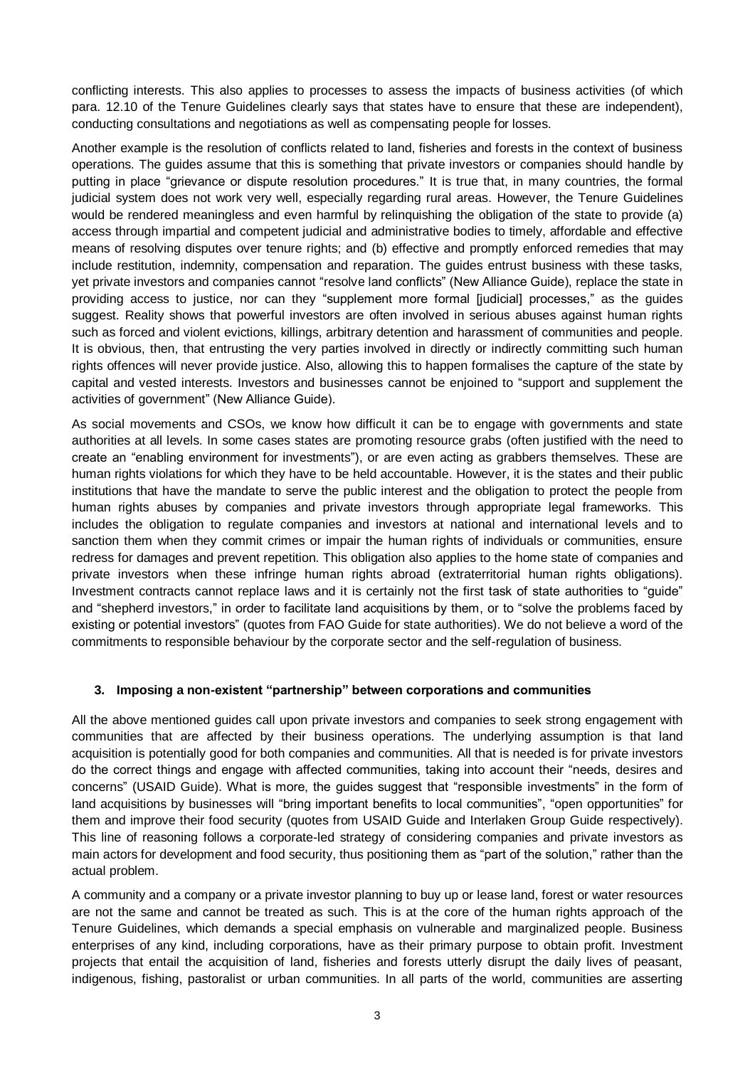conflicting interests. This also applies to processes to assess the impacts of business activities (of which para. 12.10 of the Tenure Guidelines clearly says that states have to ensure that these are independent), conducting consultations and negotiations as well as compensating people for losses.

Another example is the resolution of conflicts related to land, fisheries and forests in the context of business operations. The guides assume that this is something that private investors or companies should handle by putting in place "grievance or dispute resolution procedures." It is true that, in many countries, the formal judicial system does not work very well, especially regarding rural areas. However, the Tenure Guidelines would be rendered meaningless and even harmful by relinquishing the obligation of the state to provide (a) access through impartial and competent judicial and administrative bodies to timely, affordable and effective means of resolving disputes over tenure rights; and (b) effective and promptly enforced remedies that may include restitution, indemnity, compensation and reparation. The guides entrust business with these tasks, yet private investors and companies cannot "resolve land conflicts" (New Alliance Guide), replace the state in providing access to justice, nor can they "supplement more formal [judicial] processes," as the guides suggest. Reality shows that powerful investors are often involved in serious abuses against human rights such as forced and violent evictions, killings, arbitrary detention and harassment of communities and people. It is obvious, then, that entrusting the very parties involved in directly or indirectly committing such human rights offences will never provide justice. Also, allowing this to happen formalises the capture of the state by capital and vested interests. Investors and businesses cannot be enjoined to "support and supplement the activities of government" (New Alliance Guide).

As social movements and CSOs, we know how difficult it can be to engage with governments and state authorities at all levels. In some cases states are promoting resource grabs (often justified with the need to create an "enabling environment for investments"), or are even acting as grabbers themselves. These are human rights violations for which they have to be held accountable. However, it is the states and their public institutions that have the mandate to serve the public interest and the obligation to protect the people from human rights abuses by companies and private investors through appropriate legal frameworks. This includes the obligation to regulate companies and investors at national and international levels and to sanction them when they commit crimes or impair the human rights of individuals or communities, ensure redress for damages and prevent repetition. This obligation also applies to the home state of companies and private investors when these infringe human rights abroad (extraterritorial human rights obligations). Investment contracts cannot replace laws and it is certainly not the first task of state authorities to "guide" and "shepherd investors," in order to facilitate land acquisitions by them, or to "solve the problems faced by existing or potential investors" (quotes from FAO Guide for state authorities). We do not believe a word of the commitments to responsible behaviour by the corporate sector and the self-regulation of business.

### 3. Imposing a non-existent "partnership" between corporations and communities

All the above mentioned guides call upon private investors and companies to seek strong engagement with communities that are affected by their business operations. The underlying assumption is that land acquisition is potentially good for both companies and communities. All that is needed is for private investors do the correct things and engage with affected communities, taking into account their "needs, desires and concerns" (USAID Guide). What is more, the guides suggest that "responsible investments" in the form of land acquisitions by businesses will "bring important benefits to local communities", "open opportunities" for them and improve their food security (quotes from USAID Guide and Interlaken Group Guide respectively). This line of reasoning follows a corporate-led strategy of considering companies and private investors as main actors for development and food security, thus positioning them as "part of the solution," rather than the actual problem.

A community and a company or a private investor planning to buy up or lease land, forest or water resources are not the same and cannot be treated as such. This is at the core of the human rights approach of the Tenure Guidelines, which demands a special emphasis on vulnerable and marginalized people. Business enterprises of any kind, including corporations, have as their primary purpose to obtain profit. Investment projects that entail the acquisition of land, fisheries and forests utterly disrupt the daily lives of peasant, indigenous, fishing, pastoralist or urban communities. In all parts of the world, communities are asserting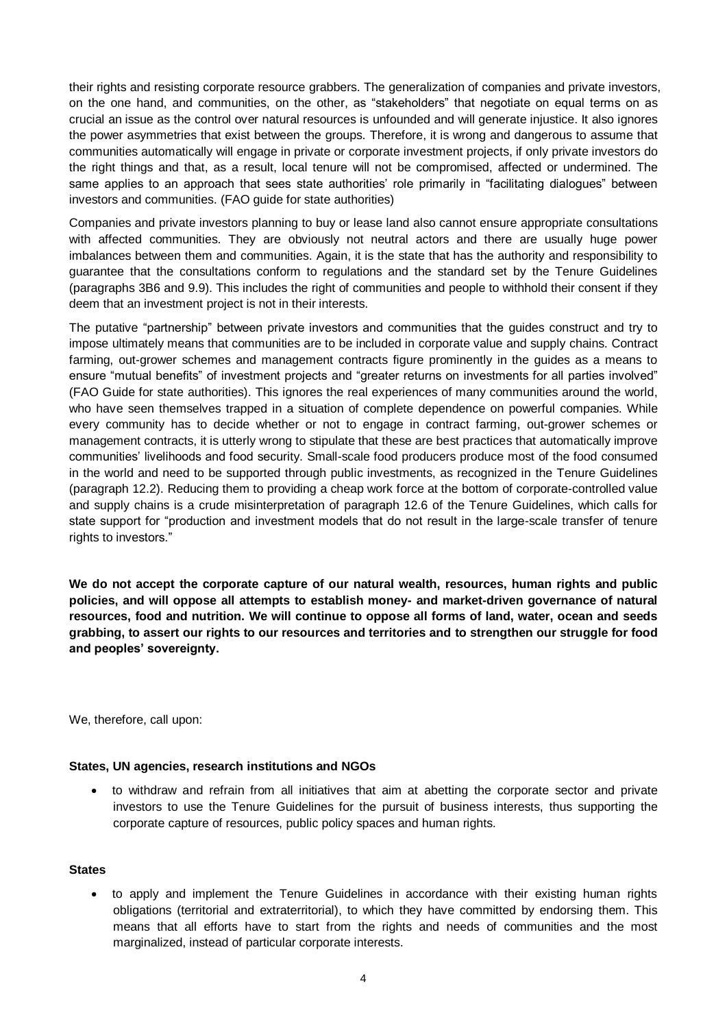their rights and resisting corporate resource grabbers. The generalization of companies and private investors, on the one hand, and communities, on the other, as "stakeholders" that negotiate on equal terms on as crucial an issue as the control over natural resources is unfounded and will generate injustice. It also ignores the power asymmetries that exist between the groups. Therefore, it is wrong and dangerous to assume that communities automatically will engage in private or corporate investment projects, if only private investors do the right things and that, as a result, local tenure will not be compromised, affected or undermined. The same applies to an approach that sees state authorities' role primarily in "facilitating dialogues" between investors and communities. (FAO guide for state authorities)

Companies and private investors planning to buy or lease land also cannot ensure appropriate consultations with affected communities. They are obviously not neutral actors and there are usually huge power imbalances between them and communities. Again, it is the state that has the authority and responsibility to guarantee that the consultations conform to regulations and the standard set by the Tenure Guidelines (paragraphs 3B6 and 9.9). This includes the right of communities and people to withhold their consent if they deem that an investment project is not in their interests.

The putative "partnership" between private investors and communities that the guides construct and try to impose ultimately means that communities are to be included in corporate value and supply chains. Contract farming, out-grower schemes and management contracts figure prominently in the guides as a means to ensure "mutual benefits" of investment projects and "greater returns on investments for all parties involved" (FAO Guide for state authorities). This ignores the real experiences of many communities around the world, who have seen themselves trapped in a situation of complete dependence on powerful companies. While every community has to decide whether or not to engage in contract farming, out-grower schemes or management contracts, it is utterly wrong to stipulate that these are best practices that automatically improve communities' livelihoods and food security. Small-scale food producers produce most of the food consumed in the world and need to be supported through public investments, as recognized in the Tenure Guidelines (paragraph 12.2). Reducing them to providing a cheap work force at the bottom of corporate-controlled value and supply chains is a crude misinterpretation of paragraph 12.6 of the Tenure Guidelines, which calls for state support for "production and investment models that do not result in the large-scale transfer of tenure rights to investors."

**We do not accept the corporate capture of our natural wealth, resources, human rights and public policies, and will oppose all attempts to establish money- and market-driven governance of natural resources, food and nutrition. We will continue to oppose all forms of land, water, ocean and seeds grabbing, to assert our rights to our resources and territories and to strengthen our struggle for food and peoples' sovereignty.**

We, therefore, call upon:

**States, UN agencies, research institutions and NGOs**

- to withdraw and refrain from all initiatives that aim at abetting the corporate sector and private investors to use the Tenure Guidelines for the pursuit of business interests, thus supporting the corporate capture of resources, public policy spaces and human rights.

**States**

- to apply and implement the Tenure Guidelines in accordance with their existing human rights obligations (territorial and extraterritorial), to which they have committed by endorsing them. This means that all efforts have to start from the rights and needs of communities and the most marginalized, instead of particular corporate interests.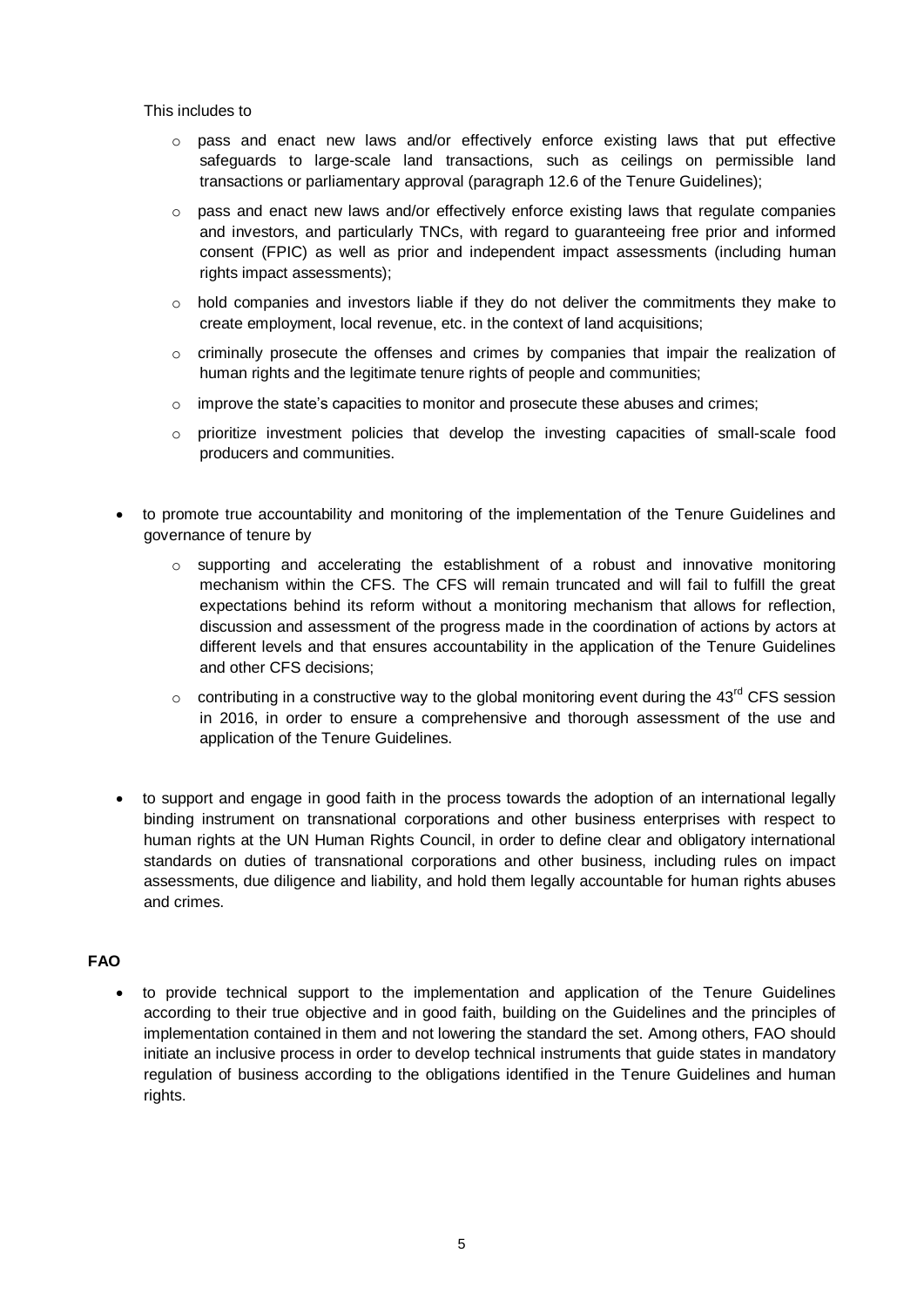This includes to

- pass and enact new laws and/or effectively enforce existing laws that put effective safeguards to large-scale land transactions, such as ceilings on permissible land transactions or parliamentary approval (paragraph 12.6 of the Tenure Guidelines);
- pass and enact new laws and/or effectively enforce existing laws that regulate companies and investors, and particularly TNCs, with regard to guaranteeing free prior and informed consent (FPIC) as well as prior and independent impact assessments (including human rights impact assessments);
- hold companies and investors liable if they do not deliver the commitments they make to create employment, local revenue, etc. in the context of land acquisitions;
- criminally prosecute the offenses and crimes by companies that impair the realization of human rights and the legitimate tenure rights of people and communities;
- improve the state's capacities to monitor and prosecute these abuses and crimes;
- prioritize investment policies that develop the investing capacities of small-scale food producers and communities.

- to promote true accountability and monitoring of the implementation of the Tenure Guidelines and governance of tenure by
    - supporting and accelerating the establishment of a robust and innovative monitoring mechanism within the CFS. The CFS will remain truncated and will fail to fulfill the great expectations behind its reform without a monitoring mechanism that allows for reflection, discussion and assessment of the progress made in the coordination of actions by actors at different levels and that ensures accountability in the application of the Tenure Guidelines and other CFS decisions;
    - contributing in a constructive way to the global monitoring event during the 43rd CFS session in 2016, in order to ensure a comprehensive and thorough assessment of the use and application of the Tenure Guidelines.

- to support and engage in good faith in the process towards the adoption of an international legally binding instrument on transnational corporations and other business enterprises with respect to human rights at the UN Human Rights Council, in order to define clear and obligatory international standards on duties of transnational corporations and other business, including rules on impact assessments, due diligence and liability, and hold them legally accountable for human rights abuses and crimes.

**FAO**

- to provide technical support to the implementation and application of the Tenure Guidelines according to their true objective and in good faith, building on the Guidelines and the principles of implementation contained in them and not lowering the standard the set. Among others, FAO should initiate an inclusive process in order to develop technical instruments that guide states in mandatory regulation of business according to the obligations identified in the Tenure Guidelines and human rights.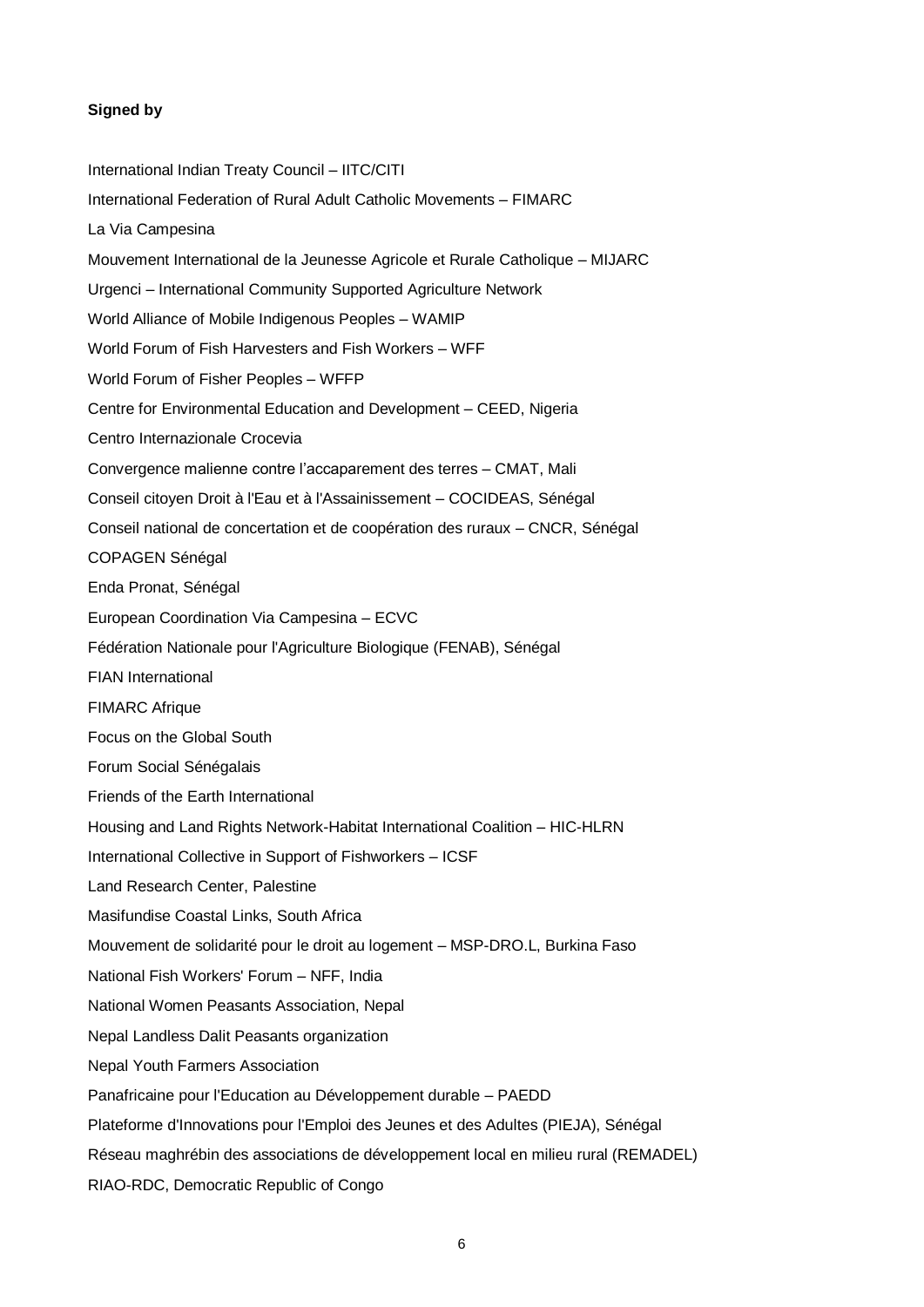**Signed by**

International Indian Treaty Council – IITC/CITI

International Federation of Rural Adult Catholic Movements – FIMARC

La Via Campesina

Mouvement International de la Jeunesse Agricole et Rurale Catholique – MIJARC

Urgenci – International Community Supported Agriculture Network

World Alliance of Mobile Indigenous Peoples – WAMIP

World Forum of Fish Harvesters and Fish Workers – WFF

World Forum of Fisher Peoples – WFFP

Centre for Environmental Education and Development – CEED, Nigeria

Centro Internazionale Crocevia

Convergence malienne contre l'accaparement des terres – CMAT, Mali

Conseil citoyen Droit à l'Eau et à l'Assainissement – COCIDEAS, Sénégal

Conseil national de concertation et de coopération des ruraux – CNCR, Sénégal

COPAGEN Sénégal

Enda Pronat, Sénégal

European Coordination Via Campesina – ECVC

Fédération Nationale pour l'Agriculture Biologique (FENAB), Sénégal

FIAN International

FIMARC Afrique

Focus on the Global South

Forum Social Sénégalais

Friends of the Earth International

Housing and Land Rights Network-Habitat International Coalition – HIC-HLRN

International Collective in Support of Fishworkers – ICSF

Land Research Center, Palestine

Masifundise Coastal Links, South Africa

Mouvement de solidarité pour le droit au logement – MSP-DRO.L, Burkina Faso

National Fish Workers' Forum – NFF, India

National Women Peasants Association, Nepal

Nepal Landless Dalit Peasants organization

Nepal Youth Farmers Association

Panafricaine pour l'Education au Développement durable – PAEDD

Plateforme d'Innovations pour l'Emploi des Jeunes et des Adultes (PIEJA), Sénégal

Réseau maghrébin des associations de développement local en milieu rural (REMADEL)

RIAO-RDC, Democratic Republic of Congo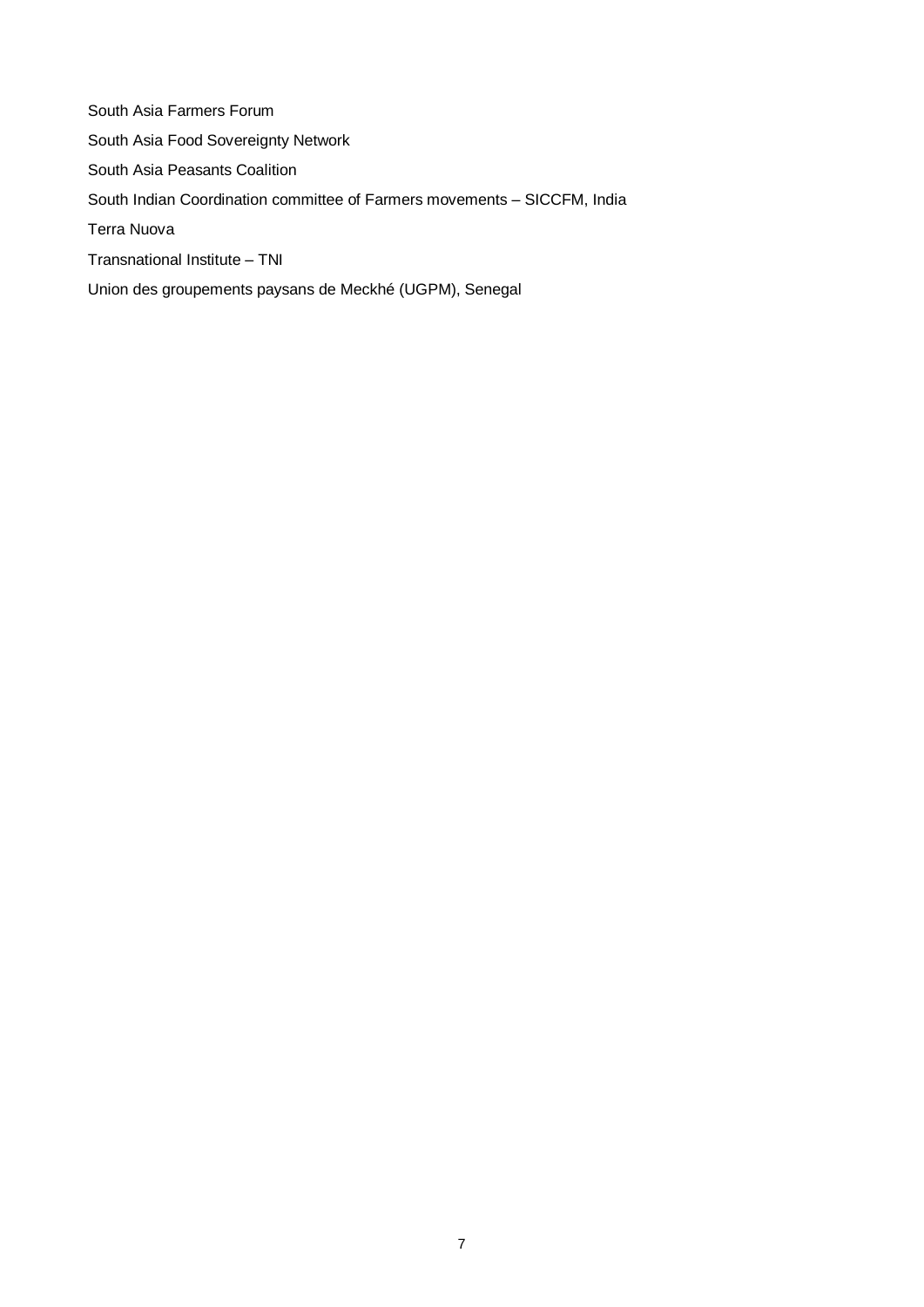South Asia Farmers Forum

South Asia Food Sovereignty Network

South Asia Peasants Coalition

South Indian Coordination committee of Farmers movements – SICCFM, India

Terra Nuova

Transnational Institute – TNI

Union des groupements paysans de Meckhé (UGPM), Senegal